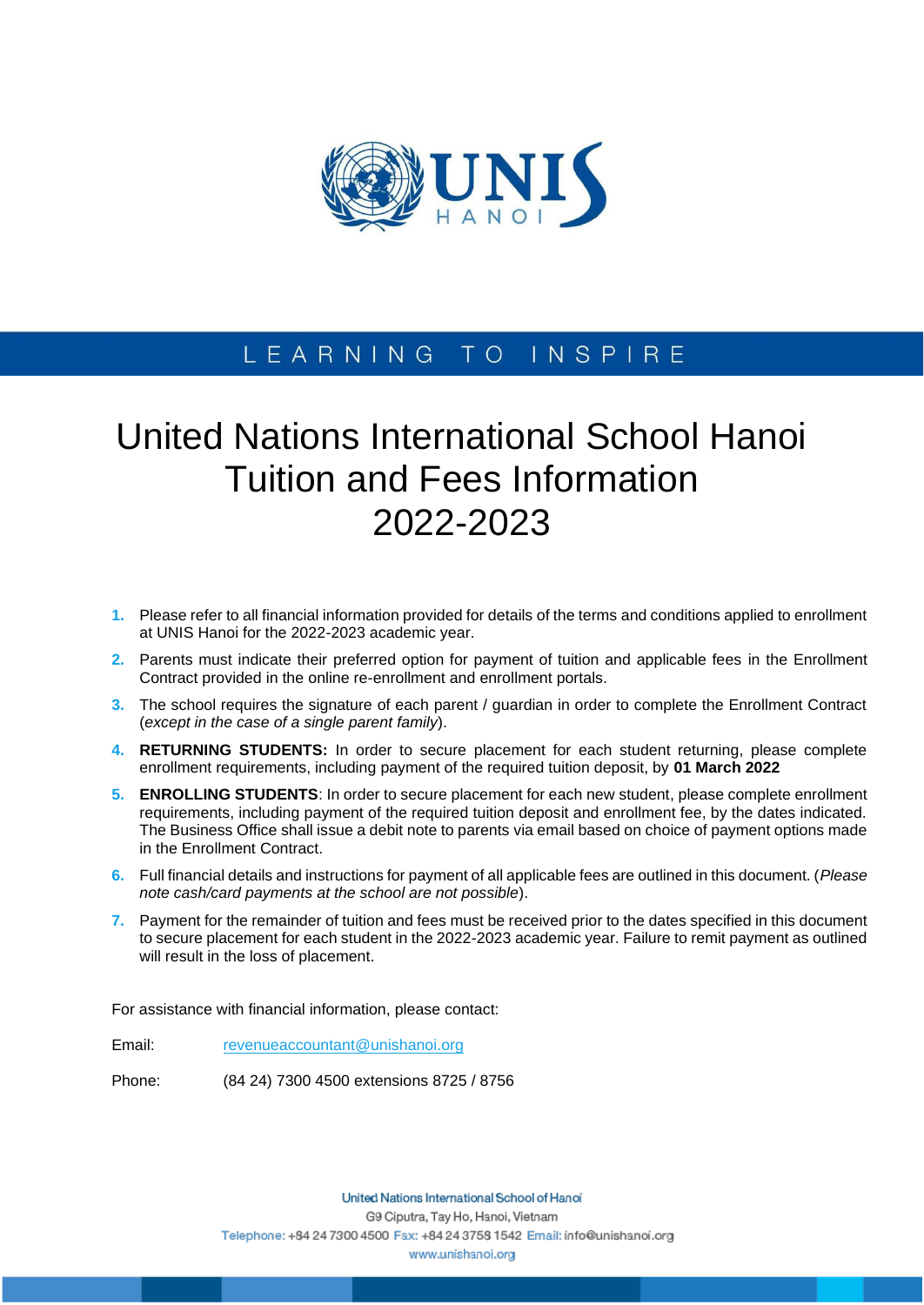LEARNING TO INSPIRE

# United Nations International School Hanoi Tuition and Fees Information 2022-2023

1. Please refer to all financial information provided for details of the terms and conditions applied to enrollment at UNIS Hanoi for the 2022-2023 academic year.
2. Parents must indicate their preferred option for payment of tuition and applicable fees in the Enrollment Contract provided in the online re-enrollment and enrollment portals.
3. The school requires the signature of each parent / guardian in order to complete the Enrollment Contract (*except in the case of a single parent family*).
4. **RETURNING STUDENTS:** In order to secure placement for each student returning, please complete enrollment requirements, including payment of the required tuition deposit, by **01 March 2022**
5. **ENROLLING STUDENTS**: In order to secure placement for each new student, please complete enrollment requirements, including payment of the required tuition deposit and enrollment fee, by the dates indicated. The Business Office shall issue a debit note to parents via email based on choice of payment options made in the Enrollment Contract.
6. Full financial details and instructions for payment of all applicable fees are outlined in this document. (*Please note cash/card payments at the school are not possible*).
7. Payment for the remainder of tuition and fees must be received prior to the dates specified in this document to secure placement for each student in the 2022-2023 academic year. Failure to remit payment as outlined will result in the loss of placement.

For assistance with financial information, please contact:

Email: revenueaccountant@unishanoi.org

Phone: (84 24) 7300 4500 extensions 8725 / 8756

United Nations International School of Hanoi
G9 Ciputra, Tay Ho, Hanoi, Vietnam
Telephone: +84 24 7300 4500 Fax: +84 24 3758 1542 Email: info@unishanoi.org
www.unishanoi.org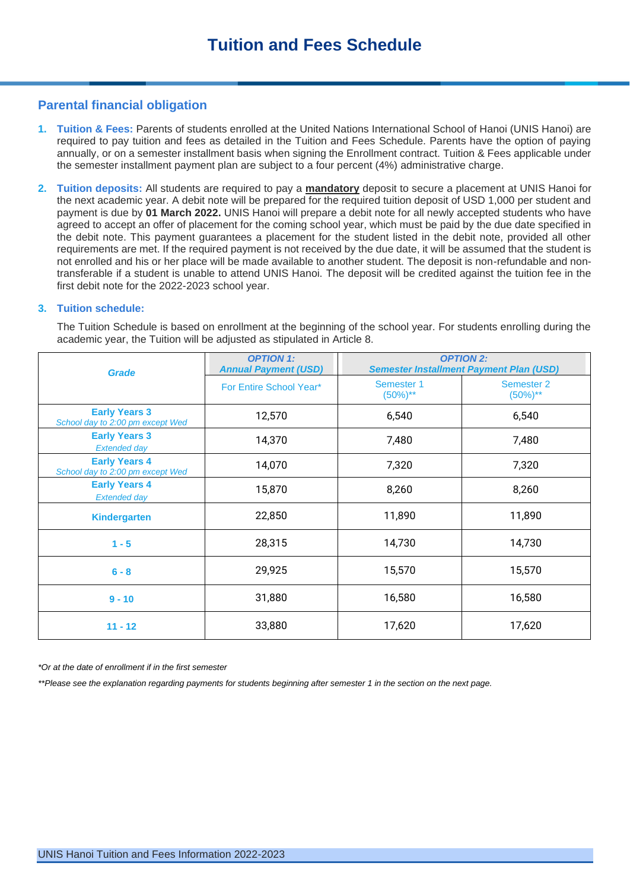# Tuition and Fees Schedule

## Parental financial obligation

1. **Tuition & Fees:** Parents of students enrolled at the United Nations International School of Hanoi (UNIS Hanoi) are required to pay tuition and fees as detailed in the Tuition and Fees Schedule. Parents have the option of paying annually, or on a semester installment basis when signing the Enrollment contract. Tuition & Fees applicable under the semester installment payment plan are subject to a four percent (4%) administrative charge.

2. **Tuition deposits:** All students are required to pay a **mandatory** deposit to secure a placement at UNIS Hanoi for the next academic year. A debit note will be prepared for the required tuition deposit of USD 1,000 per student and payment is due by **01 March 2022.** UNIS Hanoi will prepare a debit note for all newly accepted students who have agreed to accept an offer of placement for the coming school year, which must be paid by the due date specified in the debit note. This payment guarantees a placement for the student listed in the debit note, provided all other requirements are met. If the required payment is not received by the due date, it will be assumed that the student is not enrolled and his or her place will be made available to another student. The deposit is non-refundable and non-transferable if a student is unable to attend UNIS Hanoi. The deposit will be credited against the tuition fee in the first debit note for the 2022-2023 school year.

3. **Tuition schedule:**

   The Tuition Schedule is based on enrollment at the beginning of the school year. For students enrolling during the academic year, the Tuition will be adjusted as stipulated in Article 8.

| Grade | *OPTION 1: Annual Payment (USD)* | *OPTION 2: Semester Installment Payment Plan (USD)* | |
|---|---|---|---|
| | For Entire School Year* | Semester 1 (50%)** | Semester 2 (50%)** |
| **Early Years 3** *School day to 2:00 pm except Wed* | 12,570 | 6,540 | 6,540 |
| **Early Years 3** *Extended day* | 14,370 | 7,480 | 7,480 |
| **Early Years 4** *School day to 2:00 pm except Wed* | 14,070 | 7,320 | 7,320 |
| **Early Years 4** *Extended day* | 15,870 | 8,260 | 8,260 |
| **Kindergarten** | 22,850 | 11,890 | 11,890 |
| **1 - 5** | 28,315 | 14,730 | 14,730 |
| **6 - 8** | 29,925 | 15,570 | 15,570 |
| **9 - 10** | 31,880 | 16,580 | 16,580 |
| **11 - 12** | 33,880 | 17,620 | 17,620 |

*\*Or at the date of enrollment if in the first semester*

*\*\*Please see the explanation regarding payments for students beginning after semester 1 in the section on the next page.*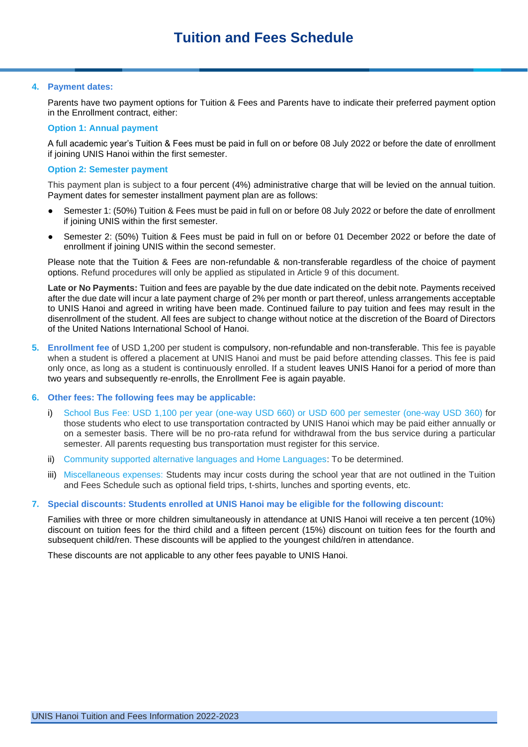# Tuition and Fees Schedule

4. **Payment dates:**

   Parents have two payment options for Tuition & Fees and Parents have to indicate their preferred payment option in the Enrollment contract, either:

   **Option 1: Annual payment**

   A full academic year's Tuition & Fees must be paid in full on or before 08 July 2022 or before the date of enrollment if joining UNIS Hanoi within the first semester.

   **Option 2: Semester payment**

   This payment plan is subject to a four percent (4%) administrative charge that will be levied on the annual tuition. Payment dates for semester installment payment plan are as follows:

   - Semester 1: (50%) Tuition & Fees must be paid in full on or before 08 July 2022 or before the date of enrollment if joining UNIS within the first semester.
   - Semester 2: (50%) Tuition & Fees must be paid in full on or before 01 December 2022 or before the date of enrollment if joining UNIS within the second semester.

   Please note that the Tuition & Fees are non-refundable & non-transferable regardless of the choice of payment options. Refund procedures will only be applied as stipulated in Article 9 of this document.

   **Late or No Payments:** Tuition and fees are payable by the due date indicated on the debit note. Payments received after the due date will incur a late payment charge of 2% per month or part thereof, unless arrangements acceptable to UNIS Hanoi and agreed in writing have been made. Continued failure to pay tuition and fees may result in the disenrollment of the student. All fees are subject to change without notice at the discretion of the Board of Directors of the United Nations International School of Hanoi.

5. **Enrollment fee** of USD 1,200 per student is compulsory, non-refundable and non-transferable. This fee is payable when a student is offered a placement at UNIS Hanoi and must be paid before attending classes. This fee is paid only once, as long as a student is continuously enrolled. If a student leaves UNIS Hanoi for a period of more than two years and subsequently re-enrolls, the Enrollment Fee is again payable.

6. **Other fees: The following fees may be applicable:**

   i) School Bus Fee: USD 1,100 per year (one-way USD 660) or USD 600 per semester (one-way USD 360) for those students who elect to use transportation contracted by UNIS Hanoi which may be paid either annually or on a semester basis. There will be no pro-rata refund for withdrawal from the bus service during a particular semester. All parents requesting bus transportation must register for this service.

   ii) Community supported alternative languages and Home Languages: To be determined.

   iii) Miscellaneous expenses: Students may incur costs during the school year that are not outlined in the Tuition and Fees Schedule such as optional field trips, t-shirts, lunches and sporting events, etc.

7. **Special discounts: Students enrolled at UNIS Hanoi may be eligible for the following discount:**

   Families with three or more children simultaneously in attendance at UNIS Hanoi will receive a ten percent (10%) discount on tuition fees for the third child and a fifteen percent (15%) discount on tuition fees for the fourth and subsequent child/ren. These discounts will be applied to the youngest child/ren in attendance.

   These discounts are not applicable to any other fees payable to UNIS Hanoi.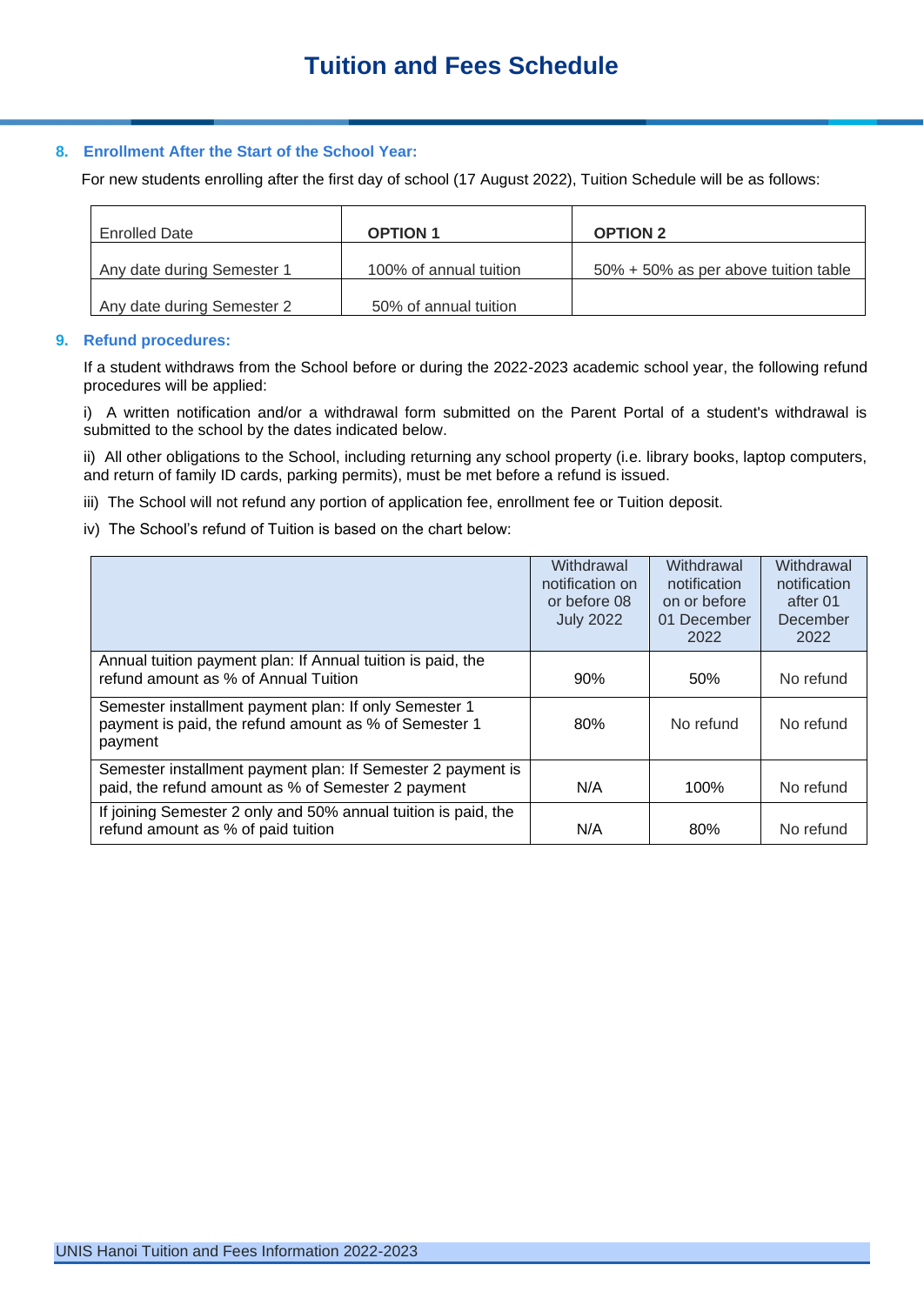# Tuition and Fees Schedule

## 8. Enrollment After the Start of the School Year:

For new students enrolling after the first day of school (17 August 2022), Tuition Schedule will be as follows:

| Enrolled Date | OPTION 1 | OPTION 2 |
|---|---|---|
| Any date during Semester 1 | 100% of annual tuition | 50% + 50% as per above tuition table |
| Any date during Semester 2 | 50% of annual tuition | |

## 9. Refund procedures:

If a student withdraws from the School before or during the 2022-2023 academic school year, the following refund procedures will be applied:

i) A written notification and/or a withdrawal form submitted on the Parent Portal of a student's withdrawal is submitted to the school by the dates indicated below.

ii) All other obligations to the School, including returning any school property (i.e. library books, laptop computers, and return of family ID cards, parking permits), must be met before a refund is issued.

iii) The School will not refund any portion of application fee, enrollment fee or Tuition deposit.

iv) The School's refund of Tuition is based on the chart below:

| | Withdrawal notification on or before 08 July 2022 | Withdrawal notification on or before 01 December 2022 | Withdrawal notification after 01 December 2022 |
|---|---|---|---|
| Annual tuition payment plan: If Annual tuition is paid, the refund amount as % of Annual Tuition | 90% | 50% | No refund |
| Semester installment payment plan: If only Semester 1 payment is paid, the refund amount as % of Semester 1 payment | 80% | No refund | No refund |
| Semester installment payment plan: If Semester 2 payment is paid, the refund amount as % of Semester 2 payment | N/A | 100% | No refund |
| If joining Semester 2 only and 50% annual tuition is paid, the refund amount as % of paid tuition | N/A | 80% | No refund |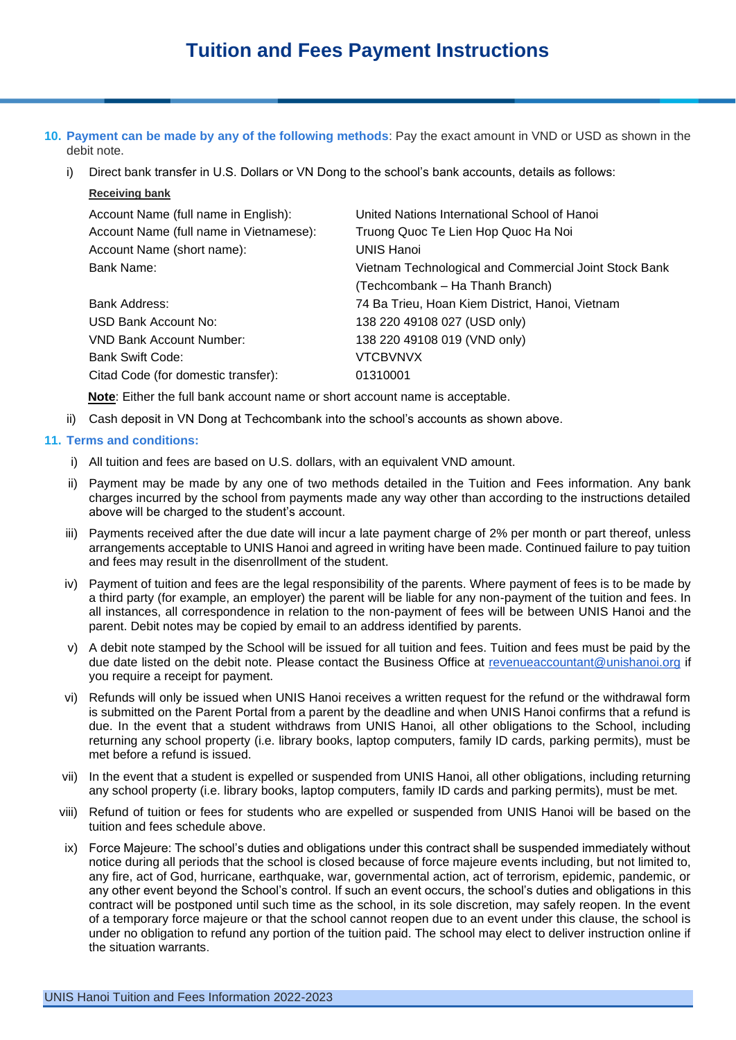# Tuition and Fees Payment Instructions

10. **Payment can be made by any of the following methods**: Pay the exact amount in VND or USD as shown in the debit note.

    i) Direct bank transfer in U.S. Dollars or VN Dong to the school's bank accounts, details as follows:

    **Receiving bank**

    | | |
    |---|---|
    | Account Name (full name in English): | United Nations International School of Hanoi |
    | Account Name (full name in Vietnamese): | Truong Quoc Te Lien Hop Quoc Ha Noi |
    | Account Name (short name): | UNIS Hanoi |
    | Bank Name: | Vietnam Technological and Commercial Joint Stock Bank (Techcombank – Ha Thanh Branch) |
    | Bank Address: | 74 Ba Trieu, Hoan Kiem District, Hanoi, Vietnam |
    | USD Bank Account No: | 138 220 49108 027 (USD only) |
    | VND Bank Account Number: | 138 220 49108 019 (VND only) |
    | Bank Swift Code: | VTCBVNVX |
    | Citad Code (for domestic transfer): | 01310001 |

    **Note**: Either the full bank account name or short account name is acceptable.

    ii) Cash deposit in VN Dong at Techcombank into the school's accounts as shown above.

11. **Terms and conditions:**

    i) All tuition and fees are based on U.S. dollars, with an equivalent VND amount.

    ii) Payment may be made by any one of two methods detailed in the Tuition and Fees information. Any bank charges incurred by the school from payments made any way other than according to the instructions detailed above will be charged to the student's account.

    iii) Payments received after the due date will incur a late payment charge of 2% per month or part thereof, unless arrangements acceptable to UNIS Hanoi and agreed in writing have been made. Continued failure to pay tuition and fees may result in the disenrollment of the student.

    iv) Payment of tuition and fees are the legal responsibility of the parents. Where payment of fees is to be made by a third party (for example, an employer) the parent will be liable for any non-payment of the tuition and fees. In all instances, all correspondence in relation to the non-payment of fees will be between UNIS Hanoi and the parent. Debit notes may be copied by email to an address identified by parents.

    v) A debit note stamped by the School will be issued for all tuition and fees. Tuition and fees must be paid by the due date listed on the debit note. Please contact the Business Office at revenueaccountant@unishanoi.org if you require a receipt for payment.

    vi) Refunds will only be issued when UNIS Hanoi receives a written request for the refund or the withdrawal form is submitted on the Parent Portal from a parent by the deadline and when UNIS Hanoi confirms that a refund is due. In the event that a student withdraws from UNIS Hanoi, all other obligations to the School, including returning any school property (i.e. library books, laptop computers, family ID cards, parking permits), must be met before a refund is issued.

    vii) In the event that a student is expelled or suspended from UNIS Hanoi, all other obligations, including returning any school property (i.e. library books, laptop computers, family ID cards and parking permits), must be met.

    viii) Refund of tuition or fees for students who are expelled or suspended from UNIS Hanoi will be based on the tuition and fees schedule above.

    ix) Force Majeure: The school's duties and obligations under this contract shall be suspended immediately without notice during all periods that the school is closed because of force majeure events including, but not limited to, any fire, act of God, hurricane, earthquake, war, governmental action, act of terrorism, epidemic, pandemic, or any other event beyond the School's control. If such an event occurs, the school's duties and obligations in this contract will be postponed until such time as the school, in its sole discretion, may safely reopen. In the event of a temporary force majeure or that the school cannot reopen due to an event under this clause, the school is under no obligation to refund any portion of the tuition paid. The school may elect to deliver instruction online if the situation warrants.